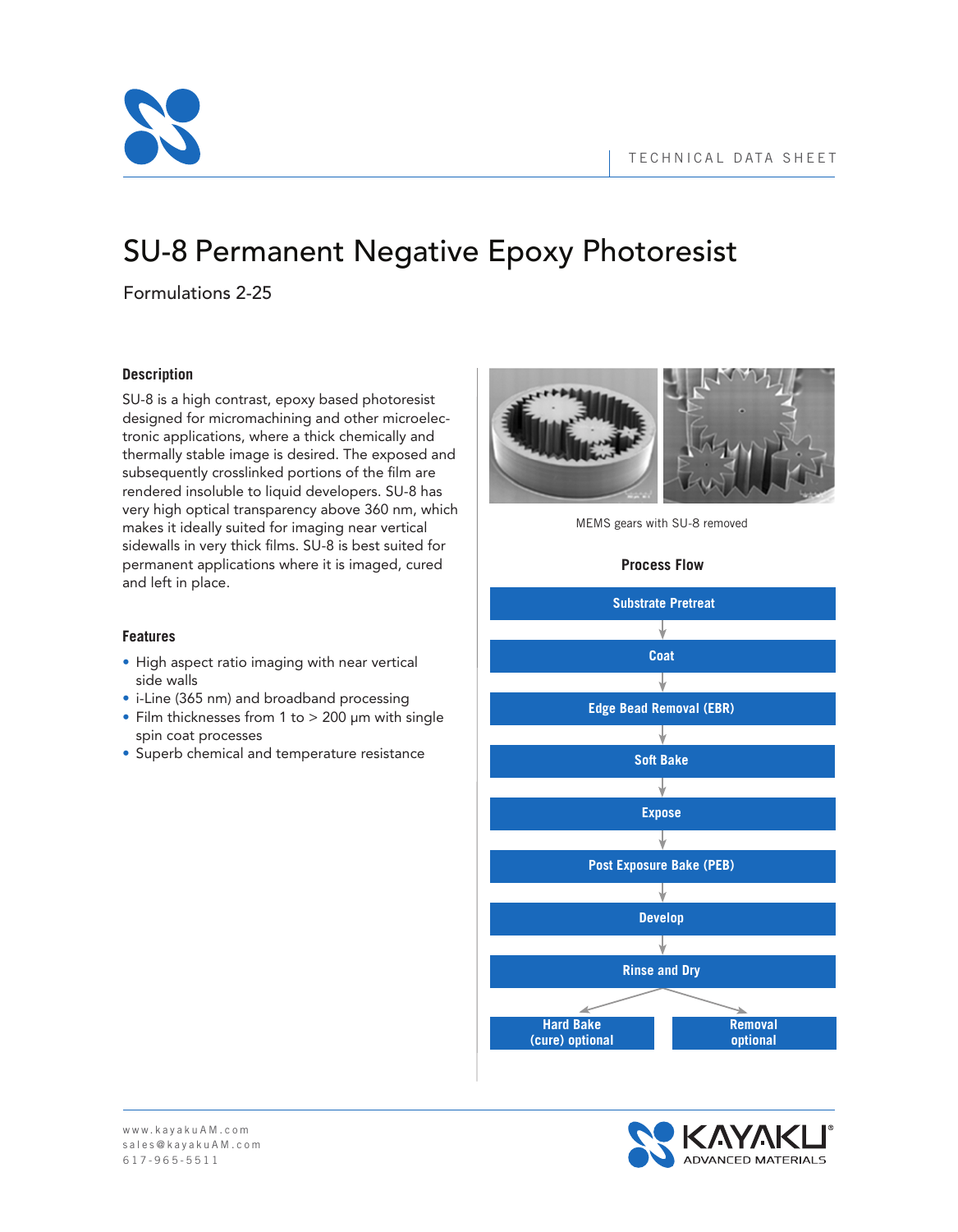TECHNICAL DATA SHEET

# SU-8 Permanent Negative Epoxy Photoresist

Formulations 2-25

## Description

SU-8 is a high contrast, epoxy based photoresist designed for micromachining and other microelectronic applications, where a thick chemically and thermally stable image is desired. The exposed and subsequently crosslinked portions of the film are rendered insoluble to liquid developers. SU-8 has very high optical transparency above 360 nm, which makes it ideally suited for imaging near vertical sidewalls in very thick films. SU-8 is best suited for permanent applications where it is imaged, cured and left in place.

## Features

- High aspect ratio imaging with near vertical side walls
- i-Line (365 nm) and broadband processing
- Film thicknesses from 1 to > 200 µm with single spin coat processes
- Superb chemical and temperature resistance

MEMS gears with SU-8 removed

### Process Flow

1. Substrate Pretreat
2. Coat
3. Edge Bead Removal (EBR)
4. Soft Bake
5. Expose
6. Post Exposure Bake (PEB)
7. Develop
8. Rinse and Dry
9. Hard Bake (cure) optional / Removal optional

www.kayakuAM.com
sales@kayakuAM.com
617-965-5511

KAYAKU ADVANCED MATERIALS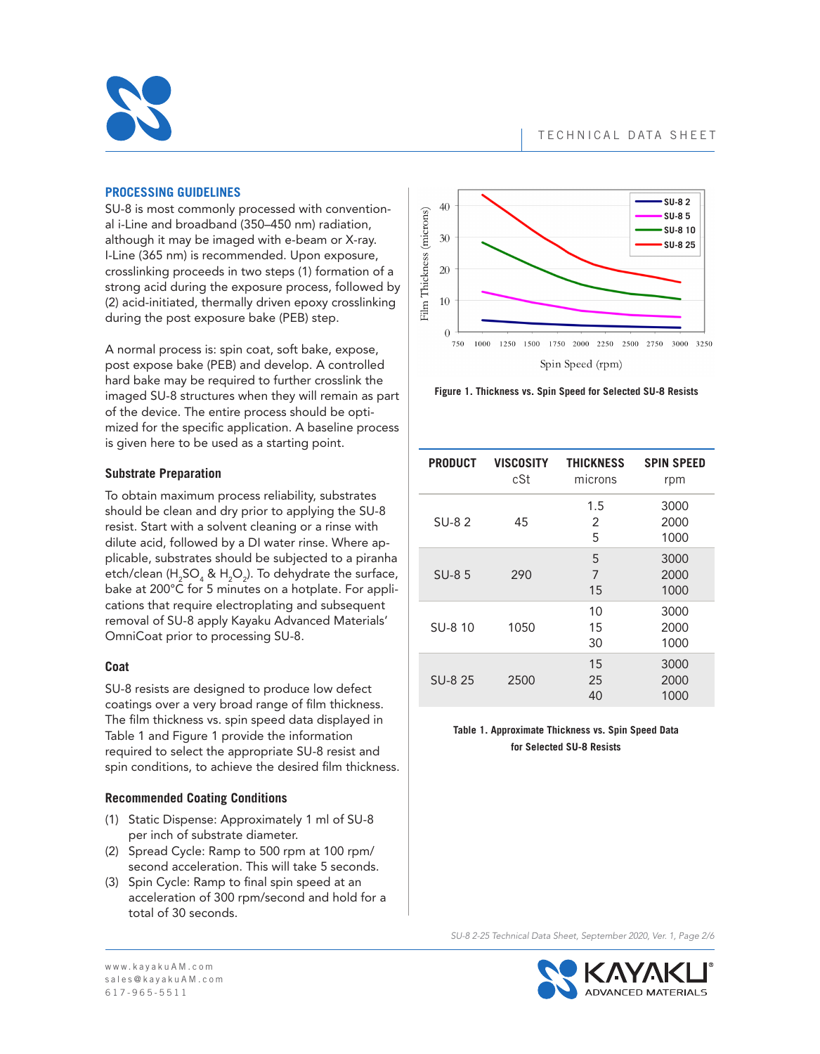## PROCESSING GUIDELINES

SU-8 is most commonly processed with conventional i-Line and broadband (350–450 nm) radiation, although it may be imaged with e-beam or X-ray. I-Line (365 nm) is recommended. Upon exposure, crosslinking proceeds in two steps (1) formation of a strong acid during the exposure process, followed by (2) acid-initiated, thermally driven epoxy crosslinking during the post exposure bake (PEB) step.

A normal process is: spin coat, soft bake, expose, post expose bake (PEB) and develop. A controlled hard bake may be required to further crosslink the imaged SU-8 structures when they will remain as part of the device. The entire process should be optimized for the specific application. A baseline process is given here to be used as a starting point.

### Substrate Preparation

To obtain maximum process reliability, substrates should be clean and dry prior to applying the SU-8 resist. Start with a solvent cleaning or a rinse with dilute acid, followed by a DI water rinse. Where applicable, substrates should be subjected to a piranha etch/clean ($H_2SO_4$ & $H_2O_2$). To dehydrate the surface, bake at 200°C for 5 minutes on a hotplate. For applications that require electroplating and subsequent removal of SU-8 apply Kayaku Advanced Materials' OmniCoat prior to processing SU-8.

### Coat

SU-8 resists are designed to produce low defect coatings over a very broad range of film thickness. The film thickness vs. spin speed data displayed in Table 1 and Figure 1 provide the information required to select the appropriate SU-8 resist and spin conditions, to achieve the desired film thickness.

### Recommended Coating Conditions

(1) Static Dispense: Approximately 1 ml of SU-8 per inch of substrate diameter.

(2) Spread Cycle: Ramp to 500 rpm at 100 rpm/second acceleration. This will take 5 seconds.

(3) Spin Cycle: Ramp to final spin speed at an acceleration of 300 rpm/second and hold for a total of 30 seconds.

**Figure 1. Thickness vs. Spin Speed for Selected SU-8 Resists**

| PRODUCT | VISCOSITY cSt | THICKNESS microns | SPIN SPEED rpm |
|---|---|---|---|
| SU-8 2 | 45 | 1.5 | 3000 |
| | | 2 | 2000 |
| | | 5 | 1000 |
| SU-8 5 | 290 | 5 | 3000 |
| | | 7 | 2000 |
| | | 15 | 1000 |
| SU-8 10 | 1050 | 10 | 3000 |
| | | 15 | 2000 |
| | | 30 | 1000 |
| SU-8 25 | 2500 | 15 | 3000 |
| | | 25 | 2000 |
| | | 40 | 1000 |

**Table 1. Approximate Thickness vs. Spin Speed Data for Selected SU-8 Resists**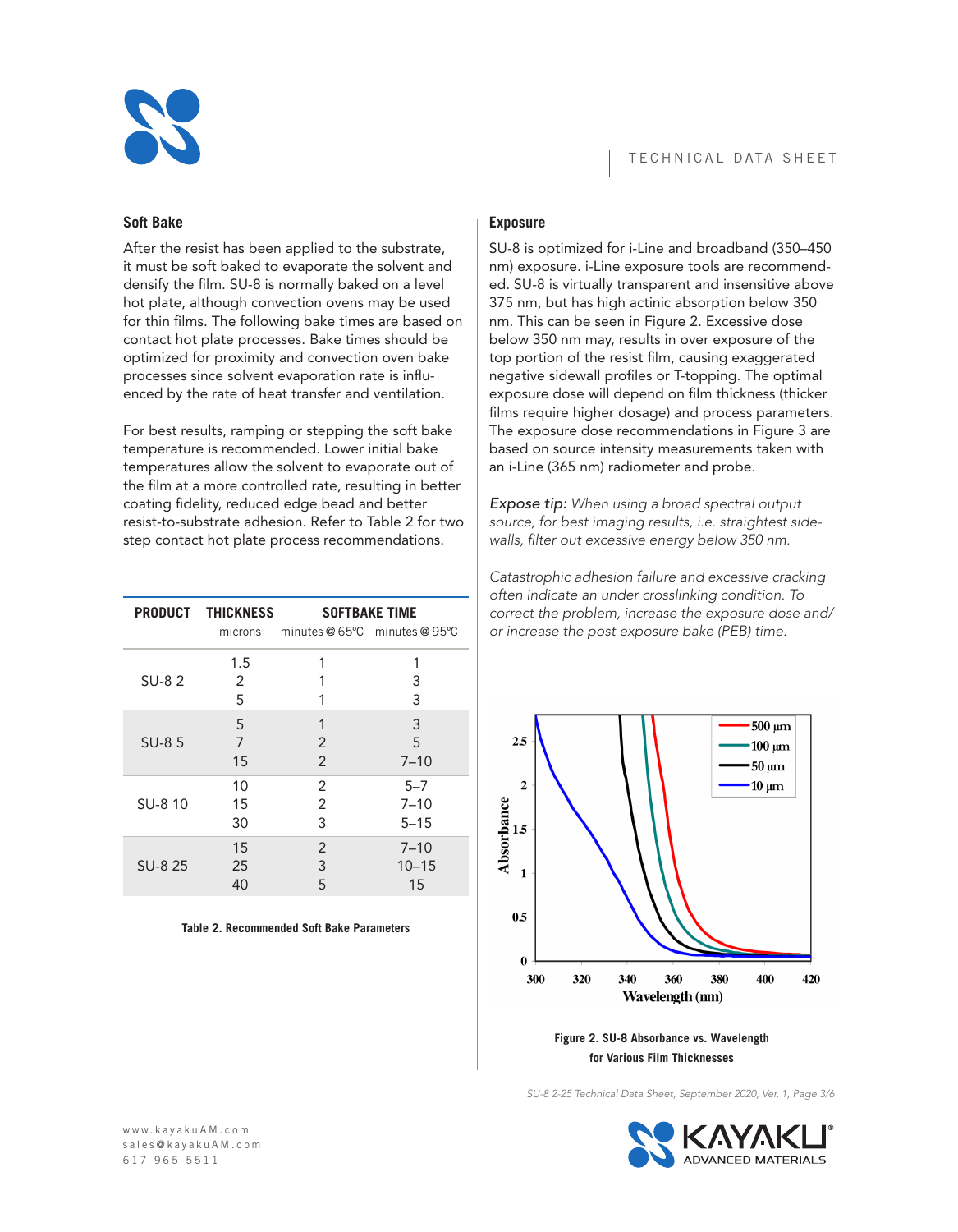## Soft Bake

After the resist has been applied to the substrate, it must be soft baked to evaporate the solvent and densify the film. SU-8 is normally baked on a level hot plate, although convection ovens may be used for thin films. The following bake times are based on contact hot plate processes. Bake times should be optimized for proximity and convection oven bake processes since solvent evaporation rate is influenced by the rate of heat transfer and ventilation.

For best results, ramping or stepping the soft bake temperature is recommended. Lower initial bake temperatures allow the solvent to evaporate out of the film at a more controlled rate, resulting in better coating fidelity, reduced edge bead and better resist-to-substrate adhesion. Refer to Table 2 for two step contact hot plate process recommendations.

| PRODUCT | THICKNESS | SOFTBAKE TIME | |
|---|---|---|---|
| | microns | minutes @ 65°C | minutes @ 95°C |
| SU-8 2 | 1.5 | 1 | 1 |
| | 2 | 1 | 3 |
| | 5 | 1 | 3 |
| SU-8 5 | 5 | 1 | 3 |
| | 7 | 2 | 5 |
| | 15 | 2 | 7–10 |
| SU-8 10 | 10 | 2 | 5–7 |
| | 15 | 2 | 7–10 |
| | 30 | 3 | 5–15 |
| SU-8 25 | 15 | 2 | 7–10 |
| | 25 | 3 | 10–15 |
| | 40 | 5 | 15 |

**Table 2. Recommended Soft Bake Parameters**

## Exposure

SU-8 is optimized for i-Line and broadband (350–450 nm) exposure. i-Line exposure tools are recommended. SU-8 is virtually transparent and insensitive above 375 nm, but has high actinic absorption below 350 nm. This can be seen in Figure 2. Excessive dose below 350 nm may, results in over exposure of the top portion of the resist film, causing exaggerated negative sidewall profiles or T-topping. The optimal exposure dose will depend on film thickness (thicker films require higher dosage) and process parameters. The exposure dose recommendations in Figure 3 are based on source intensity measurements taken with an i-Line (365 nm) radiometer and probe.

*Expose tip: When using a broad spectral output source, for best imaging results, i.e. straightest sidewalls, filter out excessive energy below 350 nm.*

*Catastrophic adhesion failure and excessive cracking often indicate an under crosslinking condition. To correct the problem, increase the exposure dose and/or increase the post exposure bake (PEB) time.*

**Figure 2. SU-8 Absorbance vs. Wavelength for Various Film Thicknesses**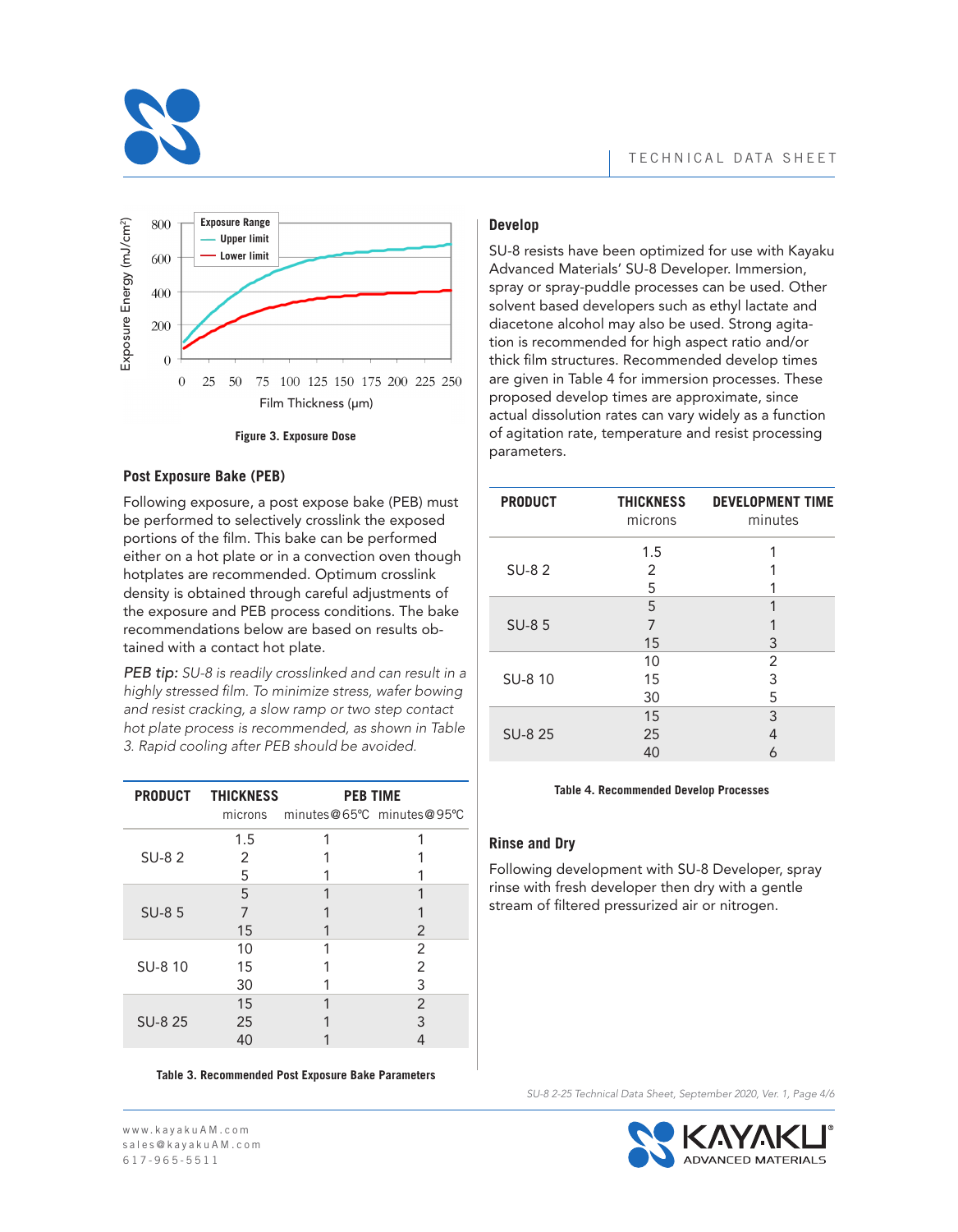Figure 3. Exposure Dose

## Post Exposure Bake (PEB)

Following exposure, a post expose bake (PEB) must be performed to selectively crosslink the exposed portions of the film. This bake can be performed either on a hot plate or in a convection oven though hotplates are recommended. Optimum crosslink density is obtained through careful adjustments of the exposure and PEB process conditions. The bake recommendations below are based on results obtained with a contact hot plate.

*PEB tip: SU-8 is readily crosslinked and can result in a highly stressed film. To minimize stress, wafer bowing and resist cracking, a slow ramp or two step contact hot plate process is recommended, as shown in Table 3. Rapid cooling after PEB should be avoided.*

| PRODUCT | THICKNESS | PEB TIME | |
|---|---|---|---|
| | microns | minutes@65ºC | minutes@95ºC |
| SU-8 2 | 1.5 | 1 | 1 |
| | 2 | 1 | 1 |
| | 5 | 1 | 1 |
| SU-8 5 | 5 | 1 | 1 |
| | 7 | 1 | 1 |
| | 15 | 1 | 2 |
| SU-8 10 | 10 | 1 | 2 |
| | 15 | 1 | 2 |
| | 30 | 1 | 3 |
| SU-8 25 | 15 | 1 | 2 |
| | 25 | 1 | 3 |
| | 40 | 1 | 4 |

Table 3. Recommended Post Exposure Bake Parameters

## Develop

SU-8 resists have been optimized for use with Kayaku Advanced Materials' SU-8 Developer. Immersion, spray or spray-puddle processes can be used. Other solvent based developers such as ethyl lactate and diacetone alcohol may also be used. Strong agitation is recommended for high aspect ratio and/or thick film structures. Recommended develop times are given in Table 4 for immersion processes. These proposed develop times are approximate, since actual dissolution rates can vary widely as a function of agitation rate, temperature and resist processing parameters.

| PRODUCT | THICKNESS | DEVELOPMENT TIME |
|---|---|---|
| | microns | minutes |
| SU-8 2 | 1.5 | 1 |
| | 2 | 1 |
| | 5 | 1 |
| SU-8 5 | 5 | 1 |
| | 7 | 1 |
| | 15 | 3 |
| SU-8 10 | 10 | 2 |
| | 15 | 3 |
| | 30 | 5 |
| SU-8 25 | 15 | 3 |
| | 25 | 4 |
| | 40 | 6 |

Table 4. Recommended Develop Processes

## Rinse and Dry

Following development with SU-8 Developer, spray rinse with fresh developer then dry with a gentle stream of filtered pressurized air or nitrogen.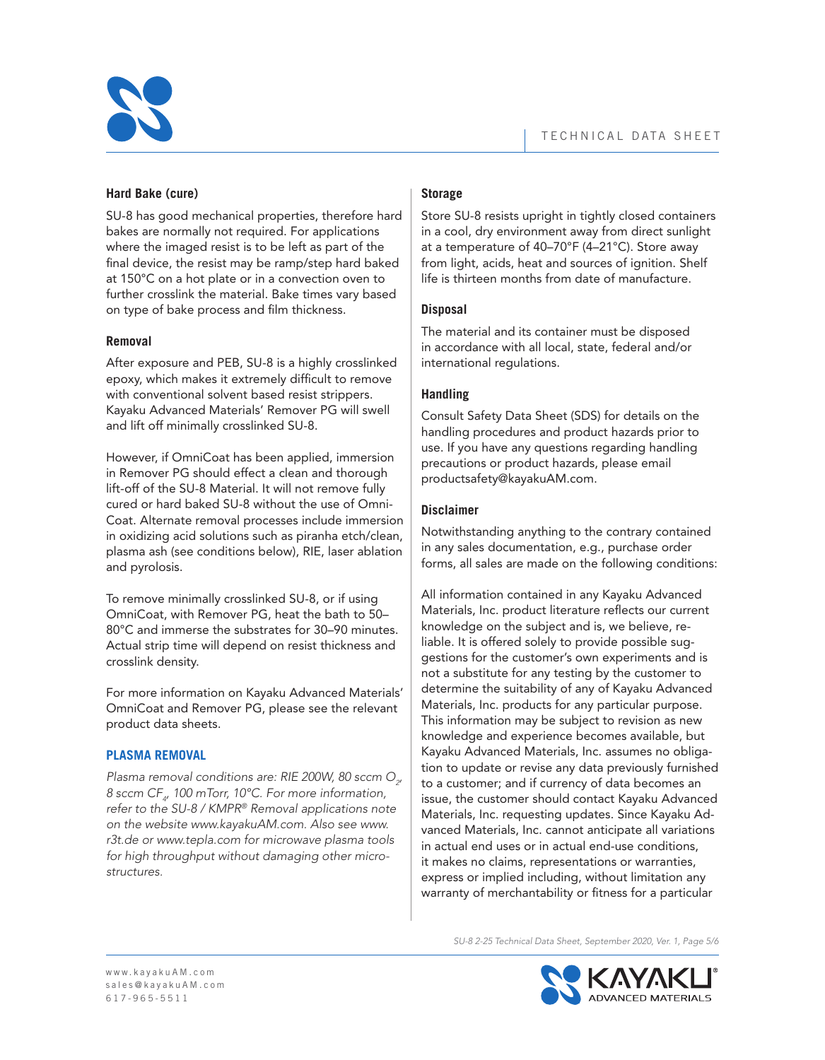### Hard Bake (cure)

SU-8 has good mechanical properties, therefore hard bakes are normally not required. For applications where the imaged resist is to be left as part of the final device, the resist may be ramp/step hard baked at 150°C on a hot plate or in a convection oven to further crosslink the material. Bake times vary based on type of bake process and film thickness.

### Removal

After exposure and PEB, SU-8 is a highly crosslinked epoxy, which makes it extremely difficult to remove with conventional solvent based resist strippers. Kayaku Advanced Materials' Remover PG will swell and lift off minimally crosslinked SU-8.

However, if OmniCoat has been applied, immersion in Remover PG should effect a clean and thorough lift-off of the SU-8 Material. It will not remove fully cured or hard baked SU-8 without the use of Omni-Coat. Alternate removal processes include immersion in oxidizing acid solutions such as piranha etch/clean, plasma ash (see conditions below), RIE, laser ablation and pyrolysis.

To remove minimally crosslinked SU-8, or if using OmniCoat, with Remover PG, heat the bath to 50–80°C and immerse the substrates for 30–90 minutes. Actual strip time will depend on resist thickness and crosslink density.

For more information on Kayaku Advanced Materials' OmniCoat and Remover PG, please see the relevant product data sheets.

### PLASMA REMOVAL

*Plasma removal conditions are: RIE 200W, 80 sccm $O_2$, 8 sccm $CF_4$, 100 mTorr, 10°C. For more information, refer to the SU-8 / KMPR® Removal applications note on the website www.kayakuAM.com. Also see www.r3t.de or www.tepla.com for microwave plasma tools for high throughput without damaging other micro-structures.*

### Storage

Store SU-8 resists upright in tightly closed containers in a cool, dry environment away from direct sunlight at a temperature of 40–70°F (4–21°C). Store away from light, acids, heat and sources of ignition. Shelf life is thirteen months from date of manufacture.

### Disposal

The material and its container must be disposed in accordance with all local, state, federal and/or international regulations.

### Handling

Consult Safety Data Sheet (SDS) for details on the handling procedures and product hazards prior to use. If you have any questions regarding handling precautions or product hazards, please email productsafety@kayakuAM.com.

### Disclaimer

Notwithstanding anything to the contrary contained in any sales documentation, e.g., purchase order forms, all sales are made on the following conditions:

All information contained in any Kayaku Advanced Materials, Inc. product literature reflects our current knowledge on the subject and is, we believe, reliable. It is offered solely to provide possible suggestions for the customer's own experiments and is not a substitute for any testing by the customer to determine the suitability of any of Kayaku Advanced Materials, Inc. products for any particular purpose. This information may be subject to revision as new knowledge and experience becomes available, but Kayaku Advanced Materials, Inc. assumes no obligation to update or revise any data previously furnished to a customer; and if currency of data becomes an issue, the customer should contact Kayaku Advanced Materials, Inc. requesting updates. Since Kayaku Advanced Materials, Inc. cannot anticipate all variations in actual end uses or in actual end-use conditions, it makes no claims, representations or warranties, express or implied including, without limitation any warranty of merchantability or fitness for a particular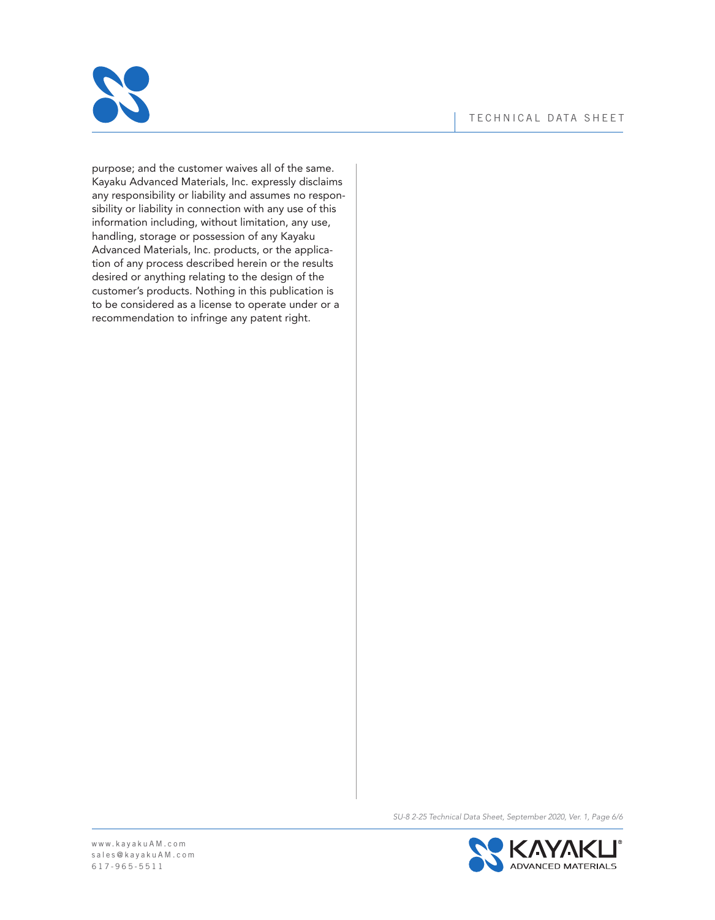purpose; and the customer waives all of the same. Kayaku Advanced Materials, Inc. expressly disclaims any responsibility or liability and assumes no responsibility or liability in connection with any use of this information including, without limitation, any use, handling, storage or possession of any Kayaku Advanced Materials, Inc. products, or the application of any process described herein or the results desired or anything relating to the design of the customer's products. Nothing in this publication is to be considered as a license to operate under or a recommendation to infringe any patent right.